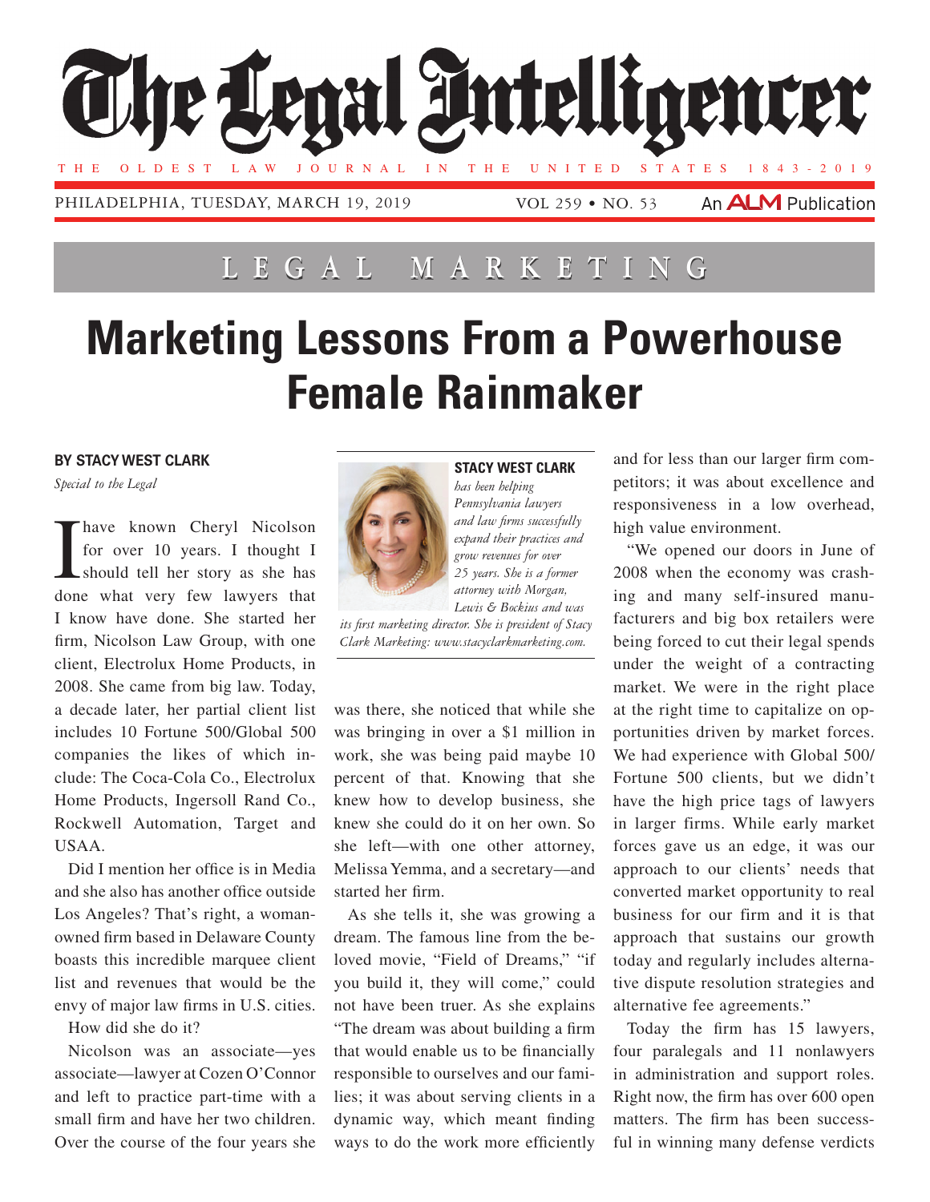# The Legal Intelligencer

THE OLDEST LAW JOURNAL IN THE UNITED STATES 1843-2019

PHILADELPHIA, TUESDAY, MARCH 19, 2019 VOL 259 • NO. 53 An ALM Publication

## LEGAL MARKETING

# Marketing Lessons From a Powerhouse Female Rainmaker

**BY STACY WEST CLARK**

*Special to the Legal*

I have known Cheryl Nicolson for over 10 years. I thought I should tell her story as she has done what very few lawyers that I know have done. She started her firm, Nicolson Law Group, with one client, Electrolux Home Products, in 2008. She came from big law. Today, a decade later, her partial client list includes 10 Fortune 500/Global 500 companies the likes of which include: The Coca-Cola Co., Electrolux Home Products, Ingersoll Rand Co., Rockwell Automation, Target and USAA.

Did I mention her office is in Media and she also has another office outside Los Angeles? That's right, a woman-owned firm based in Delaware County boasts this incredible marquee client list and revenues that would be the envy of major law firms in U.S. cities.

How did she do it?

Nicolson was an associate—yes associate—lawyer at Cozen O'Connor and left to practice part-time with a small firm and have her two children. Over the course of the four years she was there, she noticed that while she was bringing in over a $1 million in work, she was being paid maybe 10 percent of that. Knowing that she knew how to develop business, she knew she could do it on her own. So she left—with one other attorney, Melissa Yemma, and a secretary—and started her firm.

As she tells it, she was growing a dream. The famous line from the beloved movie, "Field of Dreams," "if you build it, they will come," could not have been truer. As she explains "The dream was about building a firm that would enable us to be financially responsible to ourselves and our families; it was about serving clients in a dynamic way, which meant finding ways to do the work more efficiently and for less than our larger firm competitors; it was about excellence and responsiveness in a low overhead, high value environment.

"We opened our doors in June of 2008 when the economy was crashing and many self-insured manufacturers and big box retailers were being forced to cut their legal spends under the weight of a contracting market. We were in the right place at the right time to capitalize on opportunities driven by market forces. We had experience with Global 500/Fortune 500 clients, but we didn't have the high price tags of lawyers in larger firms. While early market forces gave us an edge, it was our approach to our clients' needs that converted market opportunity to real business for our firm and it is that approach that sustains our growth today and regularly includes alternative dispute resolution strategies and alternative fee agreements."

Today the firm has 15 lawyers, four paralegals and 11 nonlawyers in administration and support roles. Right now, the firm has over 600 open matters. The firm has been successful in winning many defense verdicts

---

**STACY WEST CLARK** *has been helping Pennsylvania lawyers and law firms successfully expand their practices and grow revenues for over 25 years. She is a former attorney with Morgan, Lewis & Bockius and was its first marketing director. She is president of Stacy Clark Marketing: www.stacyclarkmarketing.com.*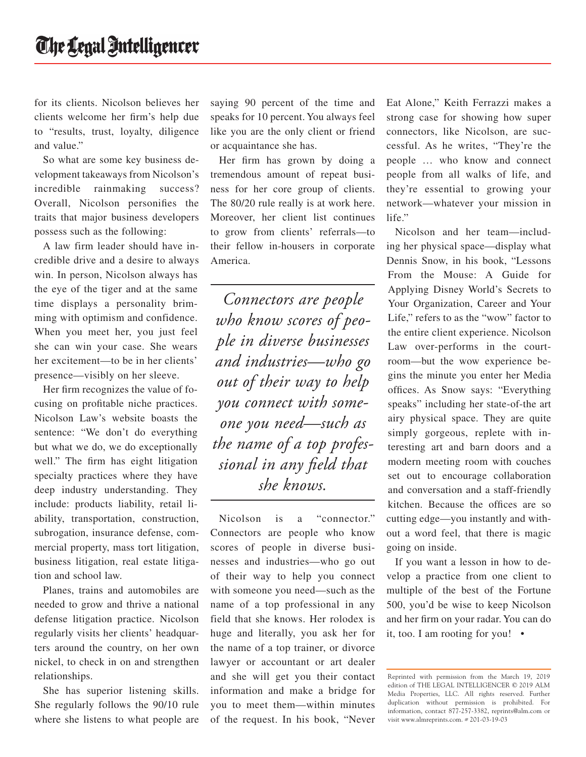for its clients. Nicolson believes her clients welcome her firm's help due to "results, trust, loyalty, diligence and value."

So what are some key business development takeaways from Nicolson's incredible rainmaking success? Overall, Nicolson personifies the traits that major business developers possess such as the following:

A law firm leader should have incredible drive and a desire to always win. In person, Nicolson always has the eye of the tiger and at the same time displays a personality brimming with optimism and confidence. When you meet her, you just feel she can win your case. She wears her excitement—to be in her clients' presence—visibly on her sleeve.

Her firm recognizes the value of focusing on profitable niche practices. Nicolson Law's website boasts the sentence: "We don't do everything but what we do, we do exceptionally well." The firm has eight litigation specialty practices where they have deep industry understanding. They include: products liability, retail liability, transportation, construction, subrogation, insurance defense, commercial property, mass tort litigation, business litigation, real estate litigation and school law.

Planes, trains and automobiles are needed to grow and thrive a national defense litigation practice. Nicolson regularly visits her clients' headquarters around the country, on her own nickel, to check in on and strengthen relationships.

She has superior listening skills. She regularly follows the 90/10 rule where she listens to what people are saying 90 percent of the time and speaks for 10 percent. You always feel like you are the only client or friend or acquaintance she has.

Her firm has grown by doing a tremendous amount of repeat business for her core group of clients. The 80/20 rule really is at work here. Moreover, her client list continues to grow from clients' referrals—to their fellow in-housers in corporate America.

*Connectors are people who know scores of people in diverse businesses and industries—who go out of their way to help you connect with someone you need—such as the name of a top professional in any field that she knows.*

Nicolson is a "connector." Connectors are people who know scores of people in diverse businesses and industries—who go out of their way to help you connect with someone you need—such as the name of a top professional in any field that she knows. Her rolodex is huge and literally, you ask her for the name of a top trainer, or divorce lawyer or accountant or art dealer and she will get you their contact information and make a bridge for you to meet them—within minutes of the request. In his book, "Never Eat Alone," Keith Ferrazzi makes a strong case for showing how super connectors, like Nicolson, are successful. As he writes, "They're the people … who know and connect people from all walks of life, and they're essential to growing your network—whatever your mission in life."

Nicolson and her team—including her physical space—display what Dennis Snow, in his book, "Lessons From the Mouse: A Guide for Applying Disney World's Secrets to Your Organization, Career and Your Life," refers to as the "wow" factor to the entire client experience. Nicolson Law over-performs in the courtroom—but the wow experience begins the minute you enter her Media offices. As Snow says: "Everything speaks" including her state-of-the art airy physical space. They are quite simply gorgeous, replete with interesting art and barn doors and a modern meeting room with couches set out to encourage collaboration and conversation and a staff-friendly kitchen. Because the offices are so cutting edge—you instantly and without a word feel, that there is magic going on inside.

If you want a lesson in how to develop a practice from one client to multiple of the best of the Fortune 500, you'd be wise to keep Nicolson and her firm on your radar. You can do it, too. I am rooting for you! •

Reprinted with permission from the March 19, 2019 edition of THE LEGAL INTELLIGENCER © 2019 ALM Media Properties, LLC. All rights reserved. Further duplication without permission is prohibited. For information, contact 877-257-3382, reprints@alm.com or visit www.almreprints.com. # 201-03-19-03